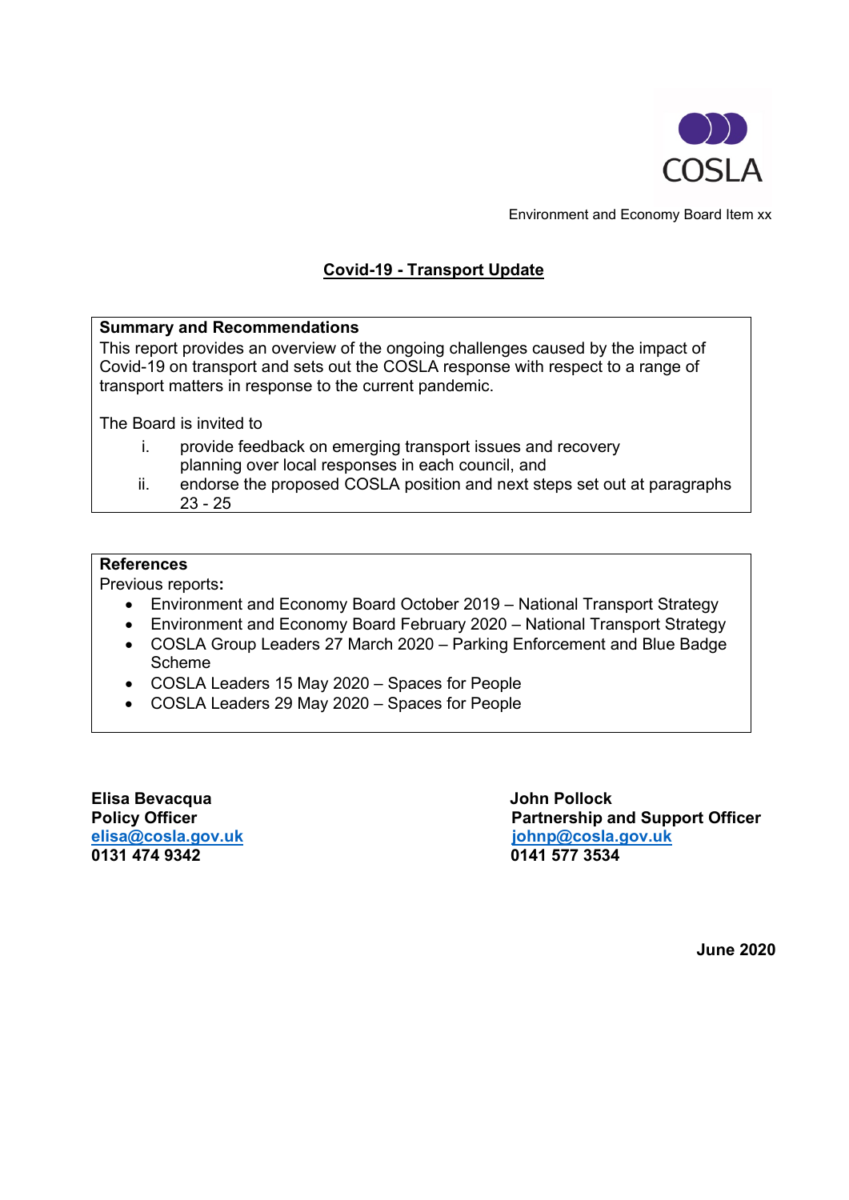COSLA

Environment and Economy Board Item xx

# Covid-19 - Transport Update

**Summary and Recommendations**

This report provides an overview of the ongoing challenges caused by the impact of Covid-19 on transport and sets out the COSLA response with respect to a range of transport matters in response to the current pandemic.

The Board is invited to

i. provide feedback on emerging transport issues and recovery planning over local responses in each council, and
ii. endorse the proposed COSLA position and next steps set out at paragraphs 23 - 25

**References**

Previous reports**:**

- Environment and Economy Board October 2019 – National Transport Strategy
- Environment and Economy Board February 2020 – National Transport Strategy
- COSLA Group Leaders 27 March 2020 – Parking Enforcement and Blue Badge Scheme
- COSLA Leaders 15 May 2020 – Spaces for People
- COSLA Leaders 29 May 2020 – Spaces for People

**Elisa Bevacqua**
**Policy Officer**
**elisa@cosla.gov.uk**
**0131 474 9342**

**John Pollock**
**Partnership and Support Officer**
**johnp@cosla.gov.uk**
**0141 577 3534**

**June 2020**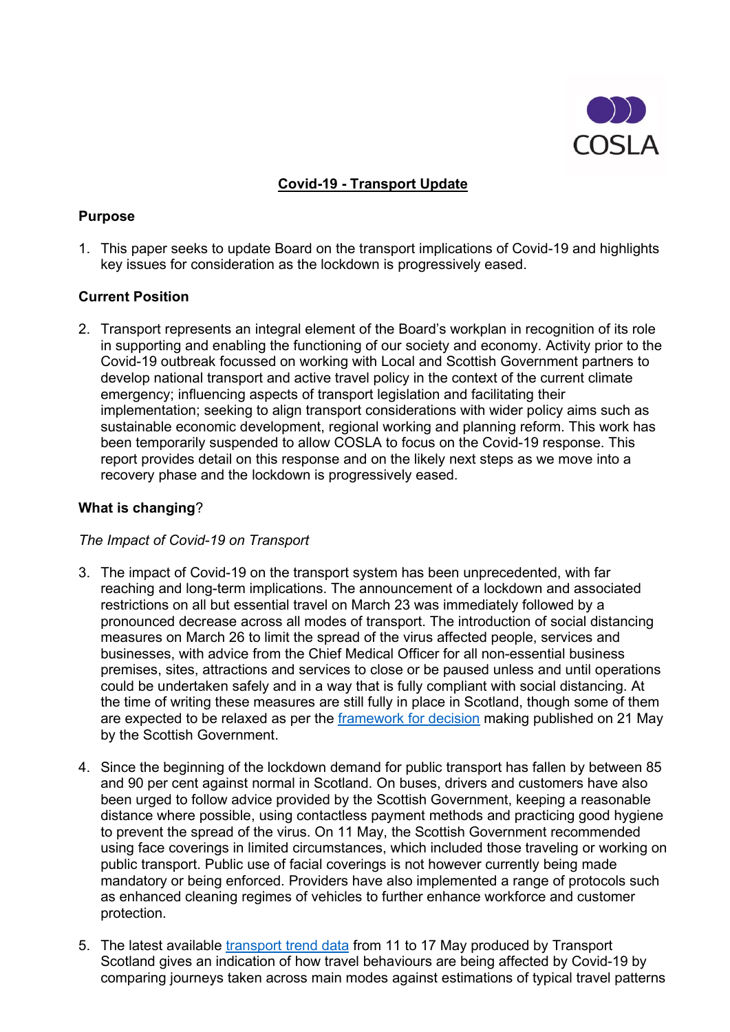COSLA

# Covid-19 - Transport Update

## Purpose

1. This paper seeks to update Board on the transport implications of Covid-19 and highlights key issues for consideration as the lockdown is progressively eased.

## Current Position

2. Transport represents an integral element of the Board's workplan in recognition of its role in supporting and enabling the functioning of our society and economy. Activity prior to the Covid-19 outbreak focussed on working with Local and Scottish Government partners to develop national transport and active travel policy in the context of the current climate emergency; influencing aspects of transport legislation and facilitating their implementation; seeking to align transport considerations with wider policy aims such as sustainable economic development, regional working and planning reform. This work has been temporarily suspended to allow COSLA to focus on the Covid-19 response. This report provides detail on this response and on the likely next steps as we move into a recovery phase and the lockdown is progressively eased.

## What is changing?

*The Impact of Covid-19 on Transport*

3. The impact of Covid-19 on the transport system has been unprecedented, with far reaching and long-term implications. The announcement of a lockdown and associated restrictions on all but essential travel on March 23 was immediately followed by a pronounced decrease across all modes of transport. The introduction of social distancing measures on March 26 to limit the spread of the virus affected people, services and businesses, with advice from the Chief Medical Officer for all non-essential business premises, sites, attractions and services to close or be paused unless and until operations could be undertaken safely and in a way that is fully compliant with social distancing. At the time of writing these measures are still fully in place in Scotland, though some of them are expected to be relaxed as per the framework for decision making published on 21 May by the Scottish Government.

4. Since the beginning of the lockdown demand for public transport has fallen by between 85 and 90 per cent against normal in Scotland. On buses, drivers and customers have also been urged to follow advice provided by the Scottish Government, keeping a reasonable distance where possible, using contactless payment methods and practicing good hygiene to prevent the spread of the virus. On 11 May, the Scottish Government recommended using face coverings in limited circumstances, which included those traveling or working on public transport. Public use of facial coverings is not however currently being made mandatory or being enforced. Providers have also implemented a range of protocols such as enhanced cleaning regimes of vehicles to further enhance workforce and customer protection.

5. The latest available transport trend data from 11 to 17 May produced by Transport Scotland gives an indication of how travel behaviours are being affected by Covid-19 by comparing journeys taken across main modes against estimations of typical travel patterns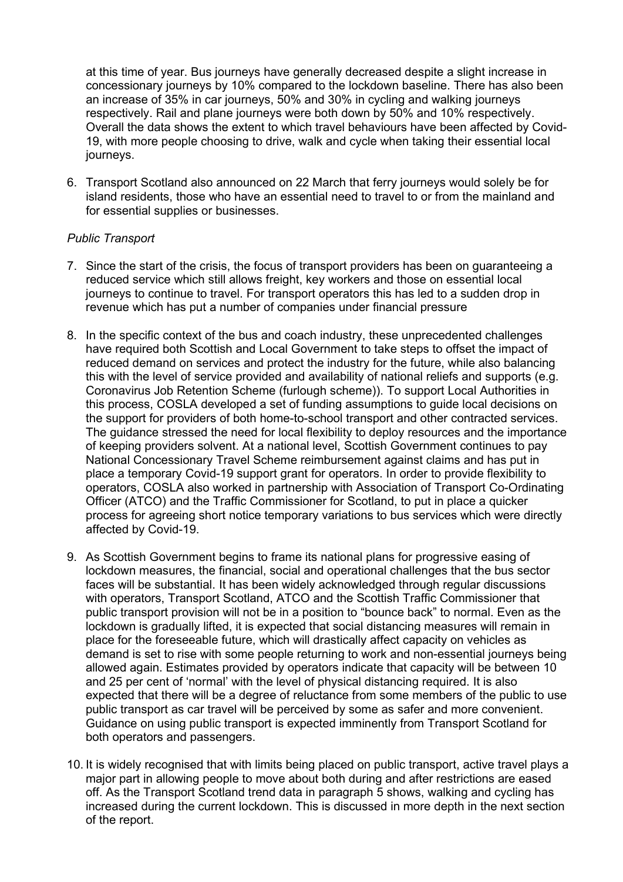at this time of year. Bus journeys have generally decreased despite a slight increase in concessionary journeys by 10% compared to the lockdown baseline. There has also been an increase of 35% in car journeys, 50% and 30% in cycling and walking journeys respectively. Rail and plane journeys were both down by 50% and 10% respectively. Overall the data shows the extent to which travel behaviours have been affected by Covid-19, with more people choosing to drive, walk and cycle when taking their essential local journeys.

6. Transport Scotland also announced on 22 March that ferry journeys would solely be for island residents, those who have an essential need to travel to or from the mainland and for essential supplies or businesses.

*Public Transport*

7. Since the start of the crisis, the focus of transport providers has been on guaranteeing a reduced service which still allows freight, key workers and those on essential local journeys to continue to travel. For transport operators this has led to a sudden drop in revenue which has put a number of companies under financial pressure

8. In the specific context of the bus and coach industry, these unprecedented challenges have required both Scottish and Local Government to take steps to offset the impact of reduced demand on services and protect the industry for the future, while also balancing this with the level of service provided and availability of national reliefs and supports (e.g. Coronavirus Job Retention Scheme (furlough scheme)). To support Local Authorities in this process, COSLA developed a set of funding assumptions to guide local decisions on the support for providers of both home-to-school transport and other contracted services. The guidance stressed the need for local flexibility to deploy resources and the importance of keeping providers solvent. At a national level, Scottish Government continues to pay National Concessionary Travel Scheme reimbursement against claims and has put in place a temporary Covid-19 support grant for operators. In order to provide flexibility to operators, COSLA also worked in partnership with Association of Transport Co-Ordinating Officer (ATCO) and the Traffic Commissioner for Scotland, to put in place a quicker process for agreeing short notice temporary variations to bus services which were directly affected by Covid-19.

9. As Scottish Government begins to frame its national plans for progressive easing of lockdown measures, the financial, social and operational challenges that the bus sector faces will be substantial. It has been widely acknowledged through regular discussions with operators, Transport Scotland, ATCO and the Scottish Traffic Commissioner that public transport provision will not be in a position to "bounce back" to normal. Even as the lockdown is gradually lifted, it is expected that social distancing measures will remain in place for the foreseeable future, which will drastically affect capacity on vehicles as demand is set to rise with some people returning to work and non-essential journeys being allowed again. Estimates provided by operators indicate that capacity will be between 10 and 25 per cent of 'normal' with the level of physical distancing required. It is also expected that there will be a degree of reluctance from some members of the public to use public transport as car travel will be perceived by some as safer and more convenient. Guidance on using public transport is expected imminently from Transport Scotland for both operators and passengers.

10. It is widely recognised that with limits being placed on public transport, active travel plays a major part in allowing people to move about both during and after restrictions are eased off. As the Transport Scotland trend data in paragraph 5 shows, walking and cycling has increased during the current lockdown. This is discussed in more depth in the next section of the report.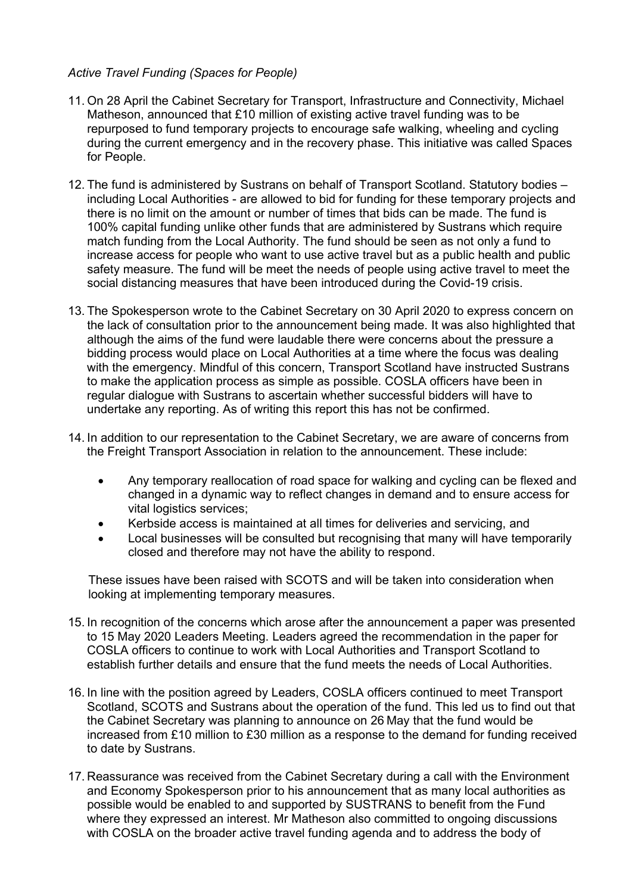*Active Travel Funding (Spaces for People)*

11. On 28 April the Cabinet Secretary for Transport, Infrastructure and Connectivity, Michael Matheson, announced that £10 million of existing active travel funding was to be repurposed to fund temporary projects to encourage safe walking, wheeling and cycling during the current emergency and in the recovery phase. This initiative was called Spaces for People.

12. The fund is administered by Sustrans on behalf of Transport Scotland. Statutory bodies – including Local Authorities - are allowed to bid for funding for these temporary projects and there is no limit on the amount or number of times that bids can be made. The fund is 100% capital funding unlike other funds that are administered by Sustrans which require match funding from the Local Authority. The fund should be seen as not only a fund to increase access for people who want to use active travel but as a public health and public safety measure. The fund will be meet the needs of people using active travel to meet the social distancing measures that have been introduced during the Covid-19 crisis.

13. The Spokesperson wrote to the Cabinet Secretary on 30 April 2020 to express concern on the lack of consultation prior to the announcement being made. It was also highlighted that although the aims of the fund were laudable there were concerns about the pressure a bidding process would place on Local Authorities at a time where the focus was dealing with the emergency. Mindful of this concern, Transport Scotland have instructed Sustrans to make the application process as simple as possible. COSLA officers have been in regular dialogue with Sustrans to ascertain whether successful bidders will have to undertake any reporting. As of writing this report this has not be confirmed.

14. In addition to our representation to the Cabinet Secretary, we are aware of concerns from the Freight Transport Association in relation to the announcement. These include:

    - Any temporary reallocation of road space for walking and cycling can be flexed and changed in a dynamic way to reflect changes in demand and to ensure access for vital logistics services;
    - Kerbside access is maintained at all times for deliveries and servicing, and
    - Local businesses will be consulted but recognising that many will have temporarily closed and therefore may not have the ability to respond.

    These issues have been raised with SCOTS and will be taken into consideration when looking at implementing temporary measures.

15. In recognition of the concerns which arose after the announcement a paper was presented to 15 May 2020 Leaders Meeting. Leaders agreed the recommendation in the paper for COSLA officers to continue to work with Local Authorities and Transport Scotland to establish further details and ensure that the fund meets the needs of Local Authorities.

16. In line with the position agreed by Leaders, COSLA officers continued to meet Transport Scotland, SCOTS and Sustrans about the operation of the fund. This led us to find out that the Cabinet Secretary was planning to announce on 26 May that the fund would be increased from £10 million to £30 million as a response to the demand for funding received to date by Sustrans.

17. Reassurance was received from the Cabinet Secretary during a call with the Environment and Economy Spokesperson prior to his announcement that as many local authorities as possible would be enabled to and supported by SUSTRANS to benefit from the Fund where they expressed an interest. Mr Matheson also committed to ongoing discussions with COSLA on the broader active travel funding agenda and to address the body of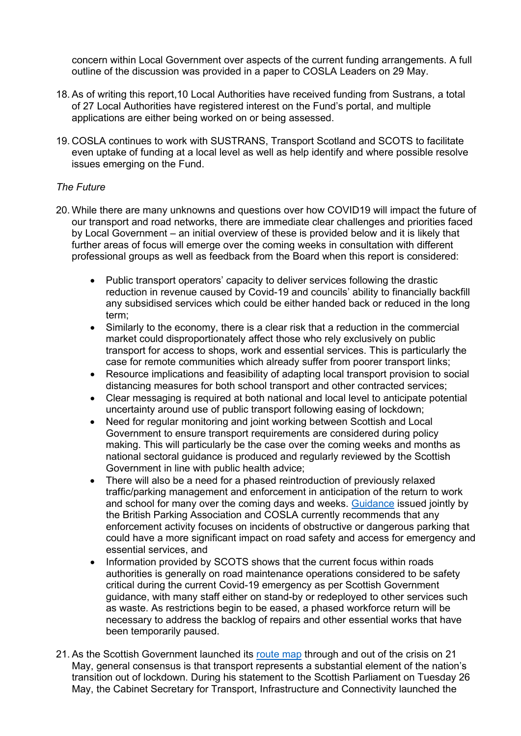concern within Local Government over aspects of the current funding arrangements. A full outline of the discussion was provided in a paper to COSLA Leaders on 29 May.

18. As of writing this report,10 Local Authorities have received funding from Sustrans, a total of 27 Local Authorities have registered interest on the Fund's portal, and multiple applications are either being worked on or being assessed.

19. COSLA continues to work with SUSTRANS, Transport Scotland and SCOTS to facilitate even uptake of funding at a local level as well as help identify and where possible resolve issues emerging on the Fund.

*The Future*

20. While there are many unknowns and questions over how COVID19 will impact the future of our transport and road networks, there are immediate clear challenges and priorities faced by Local Government – an initial overview of these is provided below and it is likely that further areas of focus will emerge over the coming weeks in consultation with different professional groups as well as feedback from the Board when this report is considered:

    - Public transport operators' capacity to deliver services following the drastic reduction in revenue caused by Covid-19 and councils' ability to financially backfill any subsidised services which could be either handed back or reduced in the long term;
    - Similarly to the economy, there is a clear risk that a reduction in the commercial market could disproportionately affect those who rely exclusively on public transport for access to shops, work and essential services. This is particularly the case for remote communities which already suffer from poorer transport links;
    - Resource implications and feasibility of adapting local transport provision to social distancing measures for both school transport and other contracted services;
    - Clear messaging is required at both national and local level to anticipate potential uncertainty around use of public transport following easing of lockdown;
    - Need for regular monitoring and joint working between Scottish and Local Government to ensure transport requirements are considered during policy making. This will particularly be the case over the coming weeks and months as national sectoral guidance is produced and regularly reviewed by the Scottish Government in line with public health advice;
    - There will also be a need for a phased reintroduction of previously relaxed traffic/parking management and enforcement in anticipation of the return to work and school for many over the coming days and weeks. Guidance issued jointly by the British Parking Association and COSLA currently recommends that any enforcement activity focuses on incidents of obstructive or dangerous parking that could have a more significant impact on road safety and access for emergency and essential services, and
    - Information provided by SCOTS shows that the current focus within roads authorities is generally on road maintenance operations considered to be safety critical during the current Covid-19 emergency as per Scottish Government guidance, with many staff either on stand-by or redeployed to other services such as waste. As restrictions begin to be eased, a phased workforce return will be necessary to address the backlog of repairs and other essential works that have been temporarily paused.

21. As the Scottish Government launched its route map through and out of the crisis on 21 May, general consensus is that transport represents a substantial element of the nation's transition out of lockdown. During his statement to the Scottish Parliament on Tuesday 26 May, the Cabinet Secretary for Transport, Infrastructure and Connectivity launched the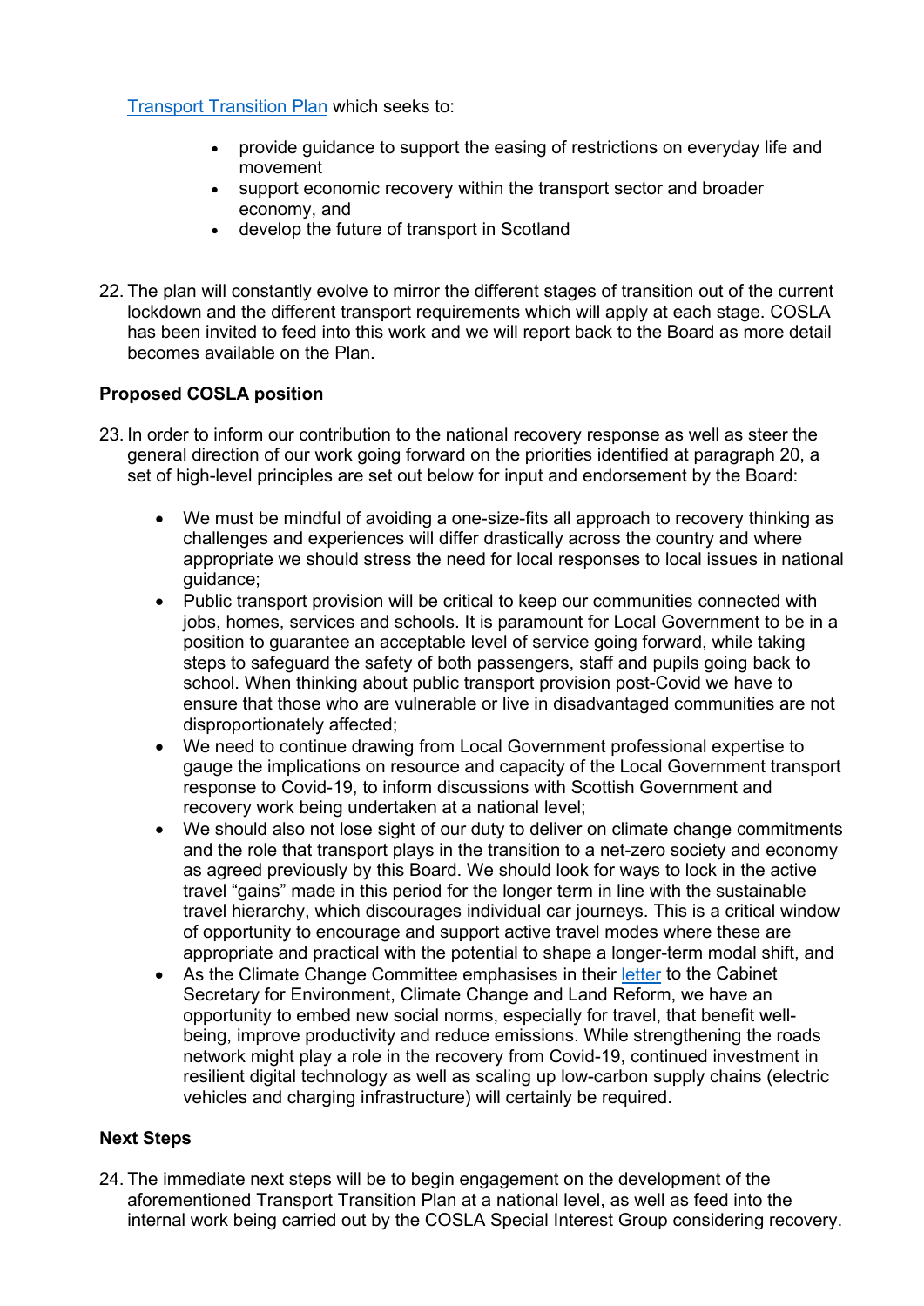Transport Transition Plan which seeks to:

- provide guidance to support the easing of restrictions on everyday life and movement
- support economic recovery within the transport sector and broader economy, and
- develop the future of transport in Scotland

22. The plan will constantly evolve to mirror the different stages of transition out of the current lockdown and the different transport requirements which will apply at each stage. COSLA has been invited to feed into this work and we will report back to the Board as more detail becomes available on the Plan.

**Proposed COSLA position**

23. In order to inform our contribution to the national recovery response as well as steer the general direction of our work going forward on the priorities identified at paragraph 20, a set of high-level principles are set out below for input and endorsement by the Board:

    - We must be mindful of avoiding a one-size-fits all approach to recovery thinking as challenges and experiences will differ drastically across the country and where appropriate we should stress the need for local responses to local issues in national guidance;
    - Public transport provision will be critical to keep our communities connected with jobs, homes, services and schools. It is paramount for Local Government to be in a position to guarantee an acceptable level of service going forward, while taking steps to safeguard the safety of both passengers, staff and pupils going back to school. When thinking about public transport provision post-Covid we have to ensure that those who are vulnerable or live in disadvantaged communities are not disproportionately affected;
    - We need to continue drawing from Local Government professional expertise to gauge the implications on resource and capacity of the Local Government transport response to Covid-19, to inform discussions with Scottish Government and recovery work being undertaken at a national level;
    - We should also not lose sight of our duty to deliver on climate change commitments and the role that transport plays in the transition to a net-zero society and economy as agreed previously by this Board. We should look for ways to lock in the active travel "gains" made in this period for the longer term in line with the sustainable travel hierarchy, which discourages individual car journeys. This is a critical window of opportunity to encourage and support active travel modes where these are appropriate and practical with the potential to shape a longer-term modal shift, and
    - As the Climate Change Committee emphasises in their letter to the Cabinet Secretary for Environment, Climate Change and Land Reform, we have an opportunity to embed new social norms, especially for travel, that benefit well-being, improve productivity and reduce emissions. While strengthening the roads network might play a role in the recovery from Covid-19, continued investment in resilient digital technology as well as scaling up low-carbon supply chains (electric vehicles and charging infrastructure) will certainly be required.

**Next Steps**

24. The immediate next steps will be to begin engagement on the development of the aforementioned Transport Transition Plan at a national level, as well as feed into the internal work being carried out by the COSLA Special Interest Group considering recovery.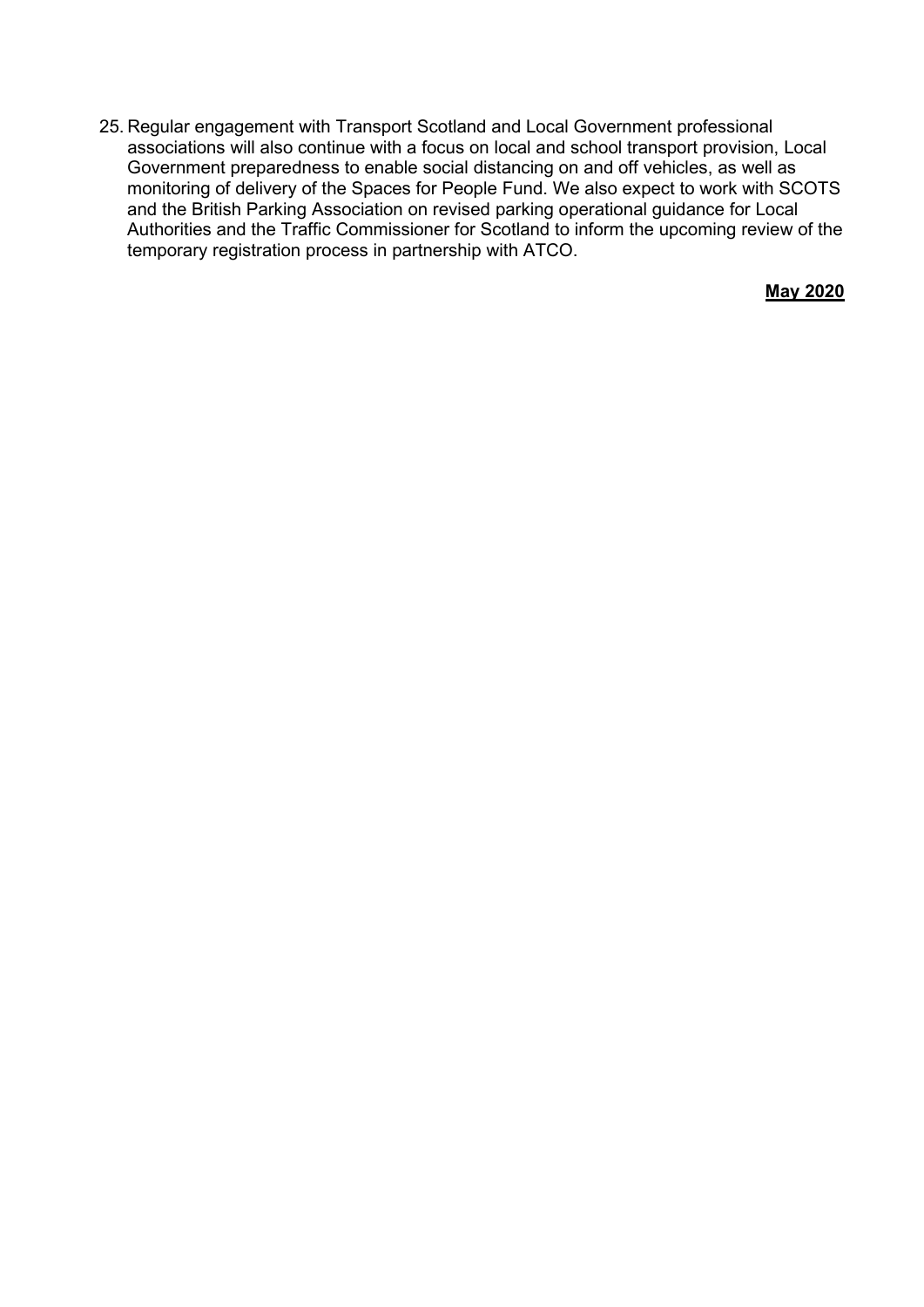25. Regular engagement with Transport Scotland and Local Government professional associations will also continue with a focus on local and school transport provision, Local Government preparedness to enable social distancing on and off vehicles, as well as monitoring of delivery of the Spaces for People Fund. We also expect to work with SCOTS and the British Parking Association on revised parking operational guidance for Local Authorities and the Traffic Commissioner for Scotland to inform the upcoming review of the temporary registration process in partnership with ATCO.

**May 2020**